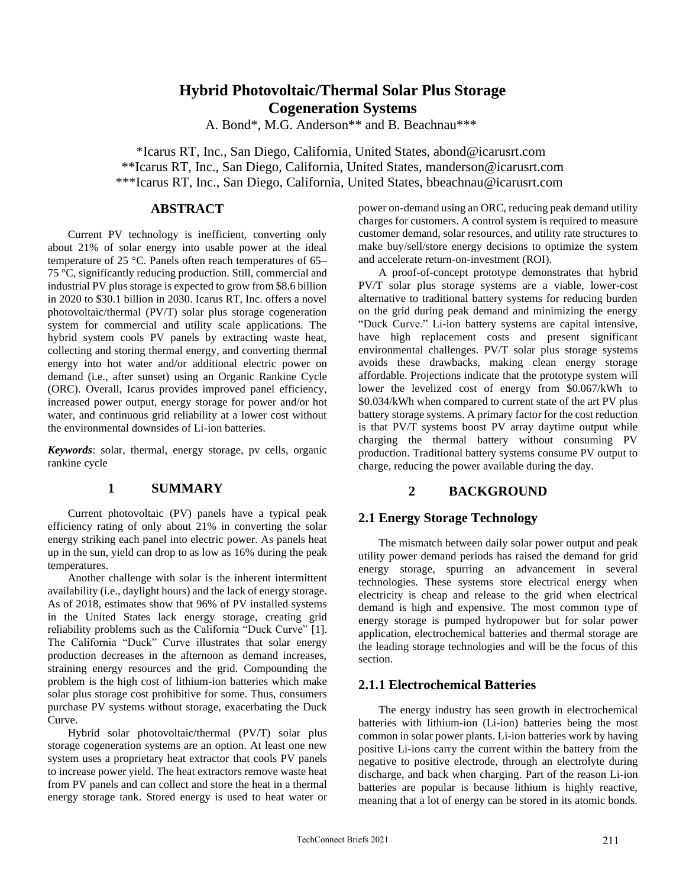# Hybrid Photovoltaic/Thermal Solar Plus Storage Cogeneration Systems

A. Bond*, M.G. Anderson** and B. Beachnau***

*Icarus RT, Inc., San Diego, California, United States, abond@icarusrt.com
**Icarus RT, Inc., San Diego, California, United States, manderson@icarusrt.com
***Icarus RT, Inc., San Diego, California, United States, bbeachnau@icarusrt.com

## ABSTRACT

Current PV technology is inefficient, converting only about 21% of solar energy into usable power at the ideal temperature of 25 °C. Panels often reach temperatures of 65–75 °C, significantly reducing production. Still, commercial and industrial PV plus storage is expected to grow from $8.6 billion in 2020 to $30.1 billion in 2030. Icarus RT, Inc. offers a novel photovoltaic/thermal (PV/T) solar plus storage cogeneration system for commercial and utility scale applications. The hybrid system cools PV panels by extracting waste heat, collecting and storing thermal energy, and converting thermal energy into hot water and/or additional electric power on demand (i.e., after sunset) using an Organic Rankine Cycle (ORC). Overall, Icarus provides improved panel efficiency, increased power output, energy storage for power and/or hot water, and continuous grid reliability at a lower cost without the environmental downsides of Li-ion batteries.

***Keywords***: solar, thermal, energy storage, pv cells, organic rankine cycle

## 1 SUMMARY

Current photovoltaic (PV) panels have a typical peak efficiency rating of only about 21% in converting the solar energy striking each panel into electric power. As panels heat up in the sun, yield can drop to as low as 16% during the peak temperatures.

Another challenge with solar is the inherent intermittent availability (i.e., daylight hours) and the lack of energy storage. As of 2018, estimates show that 96% of PV installed systems in the United States lack energy storage, creating grid reliability problems such as the California "Duck Curve" [1]. The California "Duck" Curve illustrates that solar energy production decreases in the afternoon as demand increases, straining energy resources and the grid. Compounding the problem is the high cost of lithium-ion batteries which make solar plus storage cost prohibitive for some. Thus, consumers purchase PV systems without storage, exacerbating the Duck Curve.

Hybrid solar photovoltaic/thermal (PV/T) solar plus storage cogeneration systems are an option. At least one new system uses a proprietary heat extractor that cools PV panels to increase power yield. The heat extractors remove waste heat from PV panels and can collect and store the heat in a thermal energy storage tank. Stored energy is used to heat water or power on-demand using an ORC, reducing peak demand utility charges for customers. A control system is required to measure customer demand, solar resources, and utility rate structures to make buy/sell/store energy decisions to optimize the system and accelerate return-on-investment (ROI).

A proof-of-concept prototype demonstrates that hybrid PV/T solar plus storage systems are a viable, lower-cost alternative to traditional battery systems for reducing burden on the grid during peak demand and minimizing the energy "Duck Curve." Li-ion battery systems are capital intensive, have high replacement costs and present significant environmental challenges. PV/T solar plus storage systems avoids these drawbacks, making clean energy storage affordable. Projections indicate that the prototype system will lower the levelized cost of energy from $0.067/kWh to $0.034/kWh when compared to current state of the art PV plus battery storage systems. A primary factor for the cost reduction is that PV/T systems boost PV array daytime output while charging the thermal battery without consuming PV production. Traditional battery systems consume PV output to charge, reducing the power available during the day.

## 2 BACKGROUND

### 2.1 Energy Storage Technology

The mismatch between daily solar power output and peak utility power demand periods has raised the demand for grid energy storage, spurring an advancement in several technologies. These systems store electrical energy when electricity is cheap and release to the grid when electrical demand is high and expensive. The most common type of energy storage is pumped hydropower but for solar power application, electrochemical batteries and thermal storage are the leading storage technologies and will be the focus of this section.

### 2.1.1 Electrochemical Batteries

The energy industry has seen growth in electrochemical batteries with lithium-ion (Li-ion) batteries being the most common in solar power plants. Li-ion batteries work by having positive Li-ions carry the current within the battery from the negative to positive electrode, through an electrolyte during discharge, and back when charging. Part of the reason Li-ion batteries are popular is because lithium is highly reactive, meaning that a lot of energy can be stored in its atomic bonds.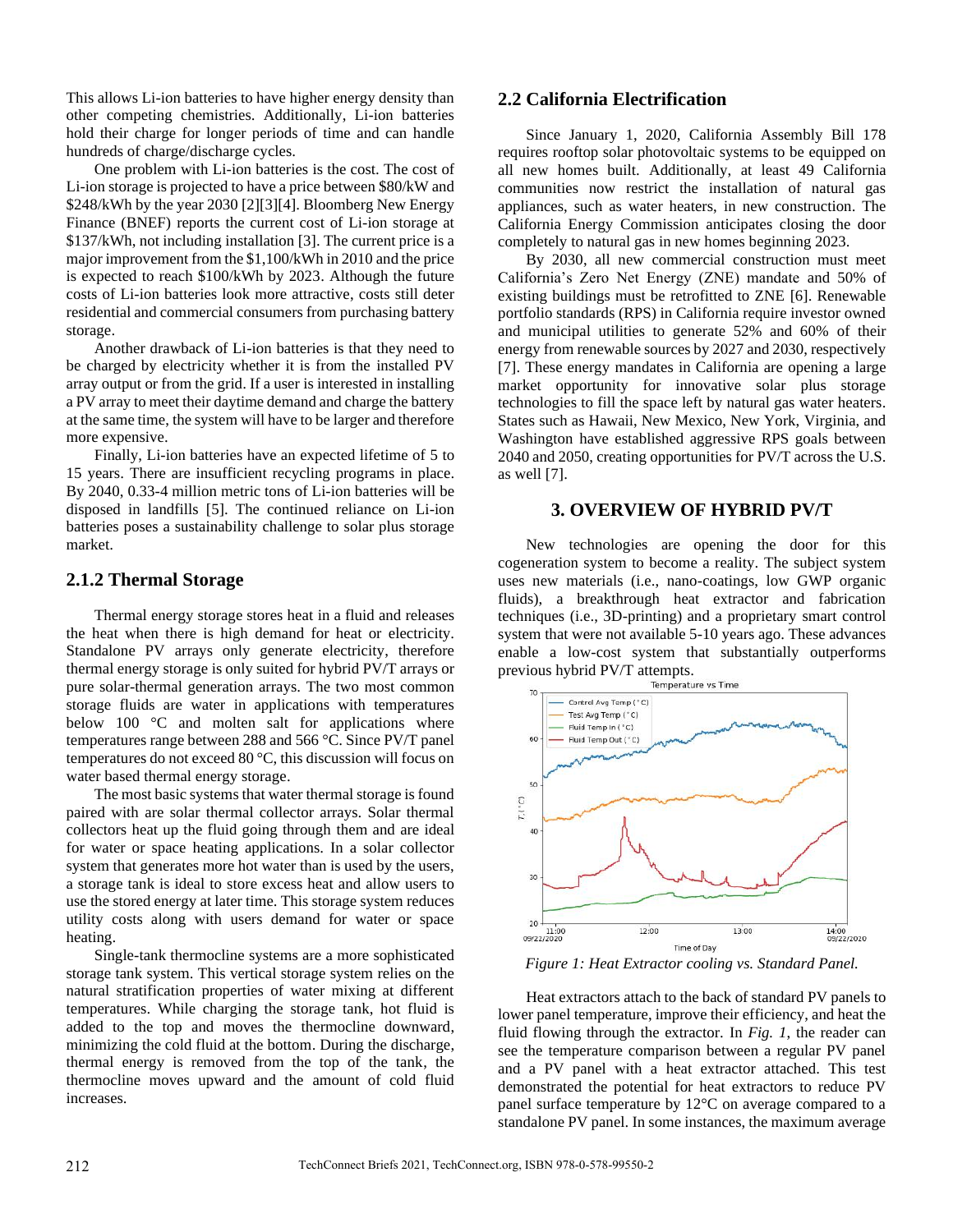This allows Li-ion batteries to have higher energy density than other competing chemistries. Additionally, Li-ion batteries hold their charge for longer periods of time and can handle hundreds of charge/discharge cycles.

One problem with Li-ion batteries is the cost. The cost of Li-ion storage is projected to have a price between \$80/kW and \$248/kWh by the year 2030 [2][3][4]. Bloomberg New Energy Finance (BNEF) reports the current cost of Li-ion storage at \$137/kWh, not including installation [3]. The current price is a major improvement from the \$1,100/kWh in 2010 and the price is expected to reach \$100/kWh by 2023. Although the future costs of Li-ion batteries look more attractive, costs still deter residential and commercial consumers from purchasing battery storage.

Another drawback of Li-ion batteries is that they need to be charged by electricity whether it is from the installed PV array output or from the grid. If a user is interested in installing a PV array to meet their daytime demand and charge the battery at the same time, the system will have to be larger and therefore more expensive.

Finally, Li-ion batteries have an expected lifetime of 5 to 15 years. There are insufficient recycling programs in place. By 2040, 0.33-4 million metric tons of Li-ion batteries will be disposed in landfills [5]. The continued reliance on Li-ion batteries poses a sustainability challenge to solar plus storage market.

### 2.1.2 Thermal Storage

Thermal energy storage stores heat in a fluid and releases the heat when there is high demand for heat or electricity. Standalone PV arrays only generate electricity, therefore thermal energy storage is only suited for hybrid PV/T arrays or pure solar-thermal generation arrays. The two most common storage fluids are water in applications with temperatures below 100 °C and molten salt for applications where temperatures range between 288 and 566 °C. Since PV/T panel temperatures do not exceed 80 °C, this discussion will focus on water based thermal energy storage.

The most basic systems that water thermal storage is found paired with are solar thermal collector arrays. Solar thermal collectors heat up the fluid going through them and are ideal for water or space heating applications. In a solar collector system that generates more hot water than is used by the users, a storage tank is ideal to store excess heat and allow users to use the stored energy at later time. This storage system reduces utility costs along with users demand for water or space heating.

Single-tank thermocline systems are a more sophisticated storage tank system. This vertical storage system relies on the natural stratification properties of water mixing at different temperatures. While charging the storage tank, hot fluid is added to the top and moves the thermocline downward, minimizing the cold fluid at the bottom. During the discharge, thermal energy is removed from the top of the tank, the thermocline moves upward and the amount of cold fluid increases.

## 2.2 California Electrification

Since January 1, 2020, California Assembly Bill 178 requires rooftop solar photovoltaic systems to be equipped on all new homes built. Additionally, at least 49 California communities now restrict the installation of natural gas appliances, such as water heaters, in new construction. The California Energy Commission anticipates closing the door completely to natural gas in new homes beginning 2023.

By 2030, all new commercial construction must meet California's Zero Net Energy (ZNE) mandate and 50% of existing buildings must be retrofitted to ZNE [6]. Renewable portfolio standards (RPS) in California require investor owned and municipal utilities to generate 52% and 60% of their energy from renewable sources by 2027 and 2030, respectively [7]. These energy mandates in California are opening a large market opportunity for innovative solar plus storage technologies to fill the space left by natural gas water heaters. States such as Hawaii, New Mexico, New York, Virginia, and Washington have established aggressive RPS goals between 2040 and 2050, creating opportunities for PV/T across the U.S. as well [7].

# 3. OVERVIEW OF HYBRID PV/T

New technologies are opening the door for this cogeneration system to become a reality. The subject system uses new materials (i.e., nano-coatings, low GWP organic fluids), a breakthrough heat extractor and fabrication techniques (i.e., 3D-printing) and a proprietary smart control system that were not available 5-10 years ago. These advances enable a low-cost system that substantially outperforms previous hybrid PV/T attempts.

*Figure 1: Heat Extractor cooling vs. Standard Panel.*

Heat extractors attach to the back of standard PV panels to lower panel temperature, improve their efficiency, and heat the fluid flowing through the extractor. In *Fig. 1*, the reader can see the temperature comparison between a regular PV panel and a PV panel with a heat extractor attached. This test demonstrated the potential for heat extractors to reduce PV panel surface temperature by 12°C on average compared to a standalone PV panel. In some instances, the maximum average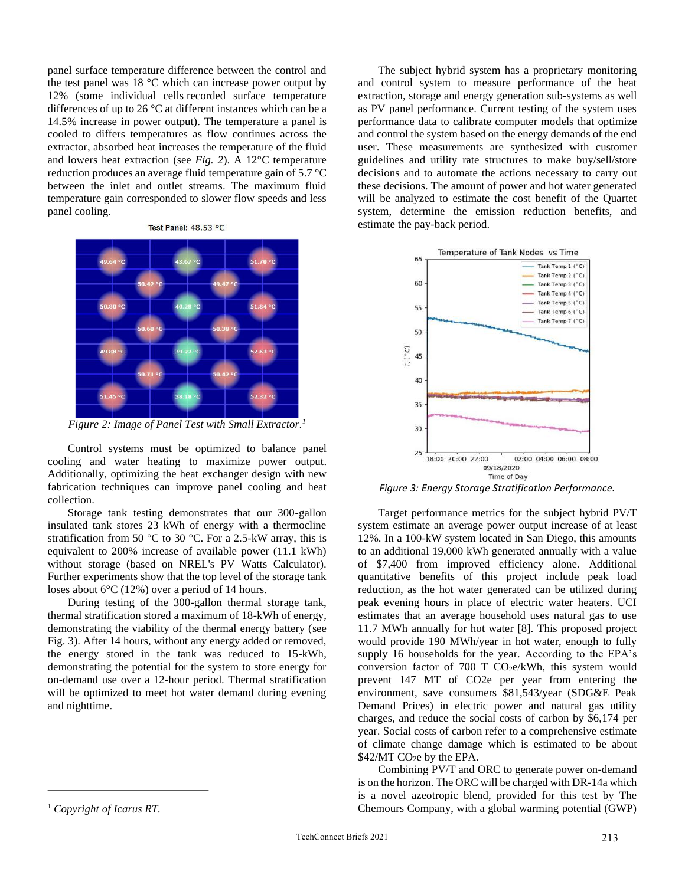panel surface temperature difference between the control and the test panel was 18 °C which can increase power output by 12% (some individual cells recorded surface temperature differences of up to 26 °C at different instances which can be a 14.5% increase in power output). The temperature a panel is cooled to differs temperatures as flow continues across the extractor, absorbed heat increases the temperature of the fluid and lowers heat extraction (see *Fig. 2*). A 12°C temperature reduction produces an average fluid temperature gain of 5.7 °C between the inlet and outlet streams. The maximum fluid temperature gain corresponded to slower flow speeds and less panel cooling.

*Figure 2: Image of Panel Test with Small Extractor.*[1]

Control systems must be optimized to balance panel cooling and water heating to maximize power output. Additionally, optimizing the heat exchanger design with new fabrication techniques can improve panel cooling and heat collection.

Storage tank testing demonstrates that our 300-gallon insulated tank stores 23 kWh of energy with a thermocline stratification from 50 °C to 30 °C. For a 2.5-kW array, this is equivalent to 200% increase of available power (11.1 kWh) without storage (based on NREL's PV Watts Calculator). Further experiments show that the top level of the storage tank loses about 6°C (12%) over a period of 14 hours.

During testing of the 300-gallon thermal storage tank, thermal stratification stored a maximum of 18-kWh of energy, demonstrating the viability of the thermal energy battery (see Fig. 3). After 14 hours, without any energy added or removed, the energy stored in the tank was reduced to 15-kWh, demonstrating the potential for the system to store energy for on-demand use over a 12-hour period. Thermal stratification will be optimized to meet hot water demand during evening and nighttime.

The subject hybrid system has a proprietary monitoring and control system to measure performance of the heat extraction, storage and energy generation sub-systems as well as PV panel performance. Current testing of the system uses performance data to calibrate computer models that optimize and control the system based on the energy demands of the end user. These measurements are synthesized with customer guidelines and utility rate structures to make buy/sell/store decisions and to automate the actions necessary to carry out these decisions. The amount of power and hot water generated will be analyzed to estimate the cost benefit of the Quartet system, determine the emission reduction benefits, and estimate the pay-back period.

*Figure 3: Energy Storage Stratification Performance.*

Target performance metrics for the subject hybrid PV/T system estimate an average power output increase of at least 12%. In a 100-kW system located in San Diego, this amounts to an additional 19,000 kWh generated annually with a value of $7,400 from improved efficiency alone. Additional quantitative benefits of this project include peak load reduction, as the hot water generated can be utilized during peak evening hours in place of electric water heaters. UCI estimates that an average household uses natural gas to use 11.7 MWh annually for hot water [8]. This proposed project would provide 190 MWh/year in hot water, enough to fully supply 16 households for the year. According to the EPA's conversion factor of 700 T $CO_2e$/kWh, this system would prevent 147 MT of CO2e per year from entering the environment, save consumers $81,543/year (SDG&E Peak Demand Prices) in electric power and natural gas utility charges, and reduce the social costs of carbon by $6,174 per year. Social costs of carbon refer to a comprehensive estimate of climate change damage which is estimated to be about $42/MT $CO_2e$ by the EPA.

Combining PV/T and ORC to generate power on-demand is on the horizon. The ORC will be charged with DR-14a which is a novel azeotropic blend, provided for this test by The Chemours Company, with a global warming potential (GWP)

[1] *Copyright of Icarus RT.*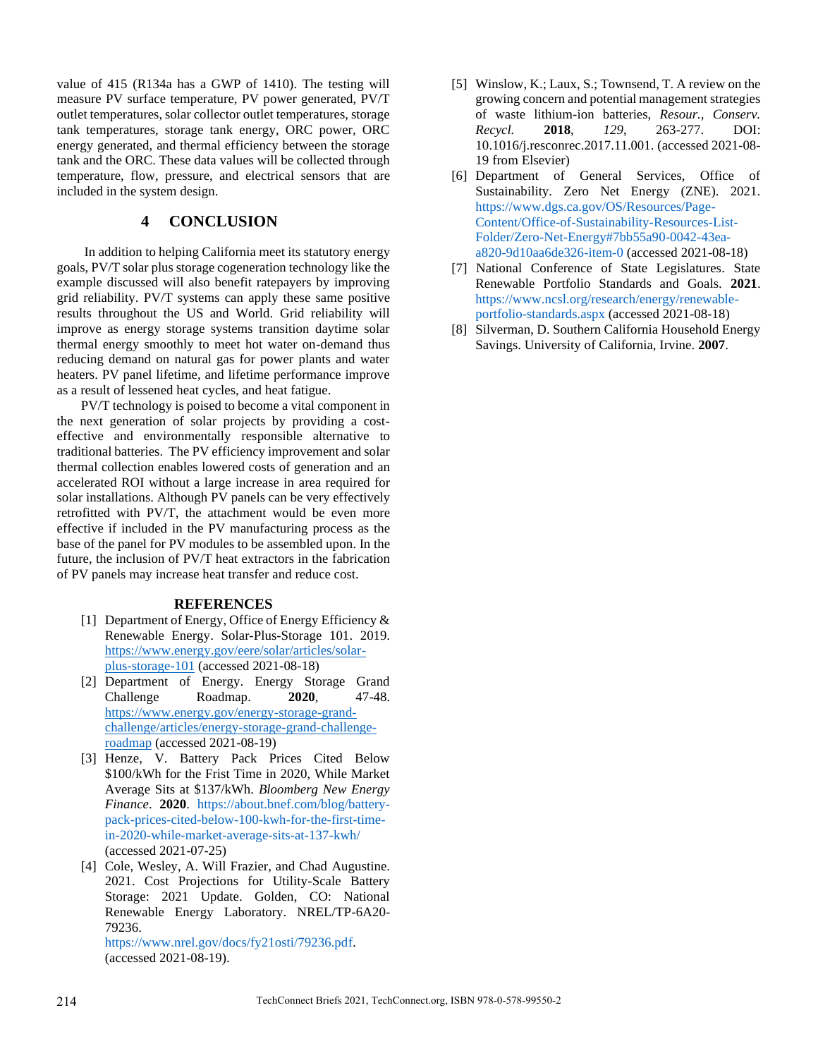value of 415 (R134a has a GWP of 1410). The testing will measure PV surface temperature, PV power generated, PV/T outlet temperatures, solar collector outlet temperatures, storage tank temperatures, storage tank energy, ORC power, ORC energy generated, and thermal efficiency between the storage tank and the ORC. These data values will be collected through temperature, flow, pressure, and electrical sensors that are included in the system design.

## 4 CONCLUSION

In addition to helping California meet its statutory energy goals, PV/T solar plus storage cogeneration technology like the example discussed will also benefit ratepayers by improving grid reliability. PV/T systems can apply these same positive results throughout the US and World. Grid reliability will improve as energy storage systems transition daytime solar thermal energy smoothly to meet hot water on-demand thus reducing demand on natural gas for power plants and water heaters. PV panel lifetime, and lifetime performance improve as a result of lessened heat cycles, and heat fatigue.

PV/T technology is poised to become a vital component in the next generation of solar projects by providing a cost-effective and environmentally responsible alternative to traditional batteries. The PV efficiency improvement and solar thermal collection enables lowered costs of generation and an accelerated ROI without a large increase in area required for solar installations. Although PV panels can be very effectively retrofitted with PV/T, the attachment would be even more effective if included in the PV manufacturing process as the base of the panel for PV modules to be assembled upon. In the future, the inclusion of PV/T heat extractors in the fabrication of PV panels may increase heat transfer and reduce cost.

## REFERENCES

[1] Department of Energy, Office of Energy Efficiency & Renewable Energy. Solar-Plus-Storage 101. 2019. https://www.energy.gov/eere/solar/articles/solar-plus-storage-101 (accessed 2021-08-18)

[2] Department of Energy. Energy Storage Grand Challenge Roadmap. **2020**, 47-48. https://www.energy.gov/energy-storage-grand-challenge/articles/energy-storage-grand-challenge-roadmap (accessed 2021-08-19)

[3] Henze, V. Battery Pack Prices Cited Below $100/kWh for the Frist Time in 2020, While Market Average Sits at $137/kWh. *Bloomberg New Energy Finance*. **2020**. https://about.bnef.com/blog/battery-pack-prices-cited-below-100-kwh-for-the-first-time-in-2020-while-market-average-sits-at-137-kwh/ (accessed 2021-07-25)

[4] Cole, Wesley, A. Will Frazier, and Chad Augustine. 2021. Cost Projections for Utility-Scale Battery Storage: 2021 Update. Golden, CO: National Renewable Energy Laboratory. NREL/TP-6A20-79236. https://www.nrel.gov/docs/fy21osti/79236.pdf. (accessed 2021-08-19).

[5] Winslow, K.; Laux, S.; Townsend, T. A review on the growing concern and potential management strategies of waste lithium-ion batteries, *Resour., Conserv. Recycl.* **2018**, *129*, 263-277. DOI: 10.1016/j.resconrec.2017.11.001. (accessed 2021-08-19 from Elsevier)

[6] Department of General Services, Office of Sustainability. Zero Net Energy (ZNE). 2021. https://www.dgs.ca.gov/OS/Resources/Page-Content/Office-of-Sustainability-Resources-List-Folder/Zero-Net-Energy#7bb55a90-0042-43ea-a820-9d10aa6de326-item-0 (accessed 2021-08-18)

[7] National Conference of State Legislatures. State Renewable Portfolio Standards and Goals. **2021**. https://www.ncsl.org/research/energy/renewable-portfolio-standards.aspx (accessed 2021-08-18)

[8] Silverman, D. Southern California Household Energy Savings. University of California, Irvine. **2007**.